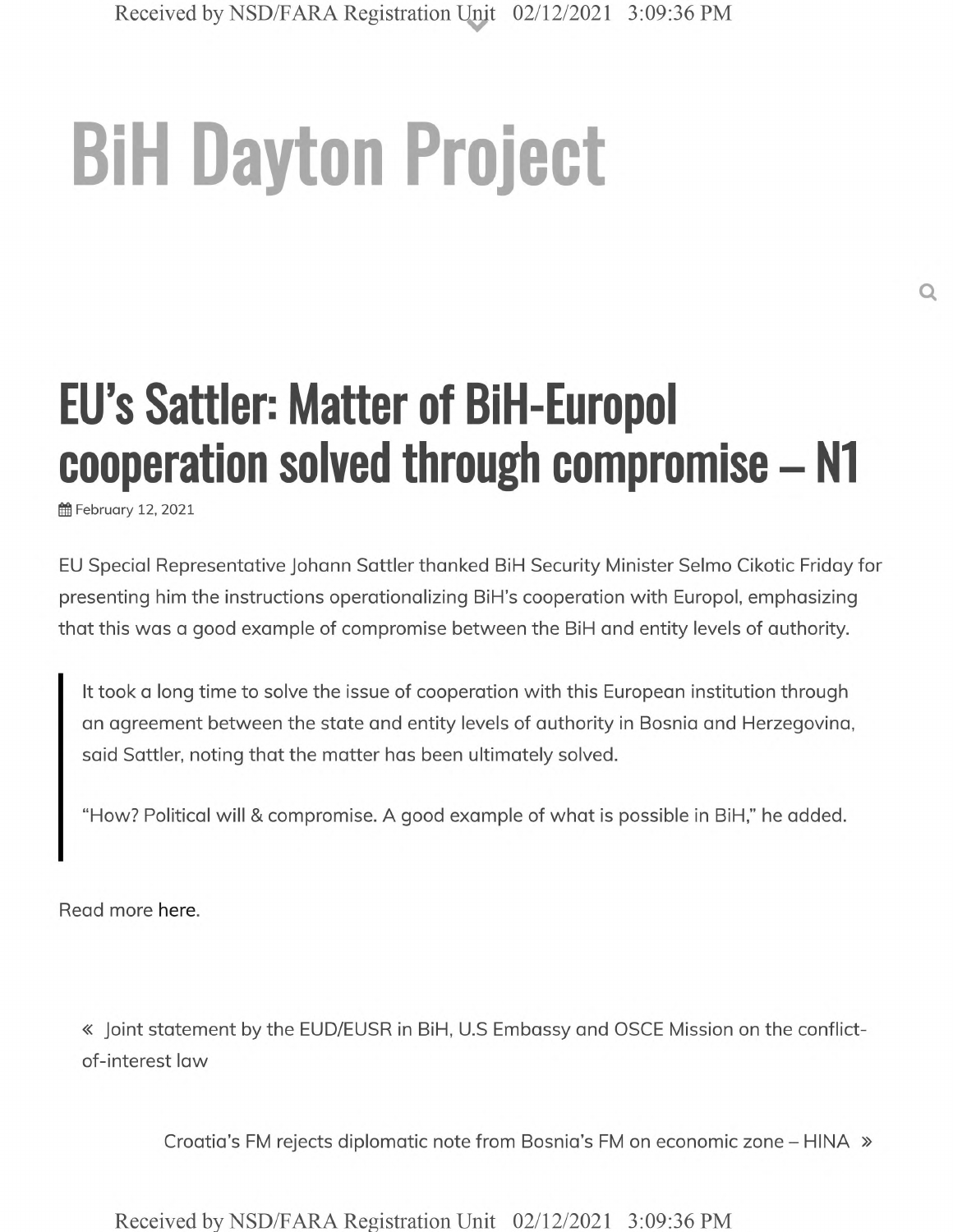# BiH Dayton Project

## EU's Sattler: Matter of BiH-Europol cooperation solved through compromise – N1

February 12, 2021

EU Special Representative Johann Sattler thanked BiH Security Minister Selmo Cikotic Friday for presenting him the instructions operationalizing BiH's cooperation with Europol, emphasizing that this was a good example of compromise between the BiH and entity levels of authority.

> It took a long time to solve the issue of cooperation with this European institution through an agreement between the state and entity levels of authority in Bosnia and Herzegovina, said Sattler, noting that the matter has been ultimately solved.
>
> "How? Political will & compromise. A good example of what is possible in BiH," he added.

Read more here.

« Joint statement by the EUD/EUSR in BiH, U.S Embassy and OSCE Mission on the conflict-of-interest law

Croatia's FM rejects diplomatic note from Bosnia's FM on economic zone – HINA »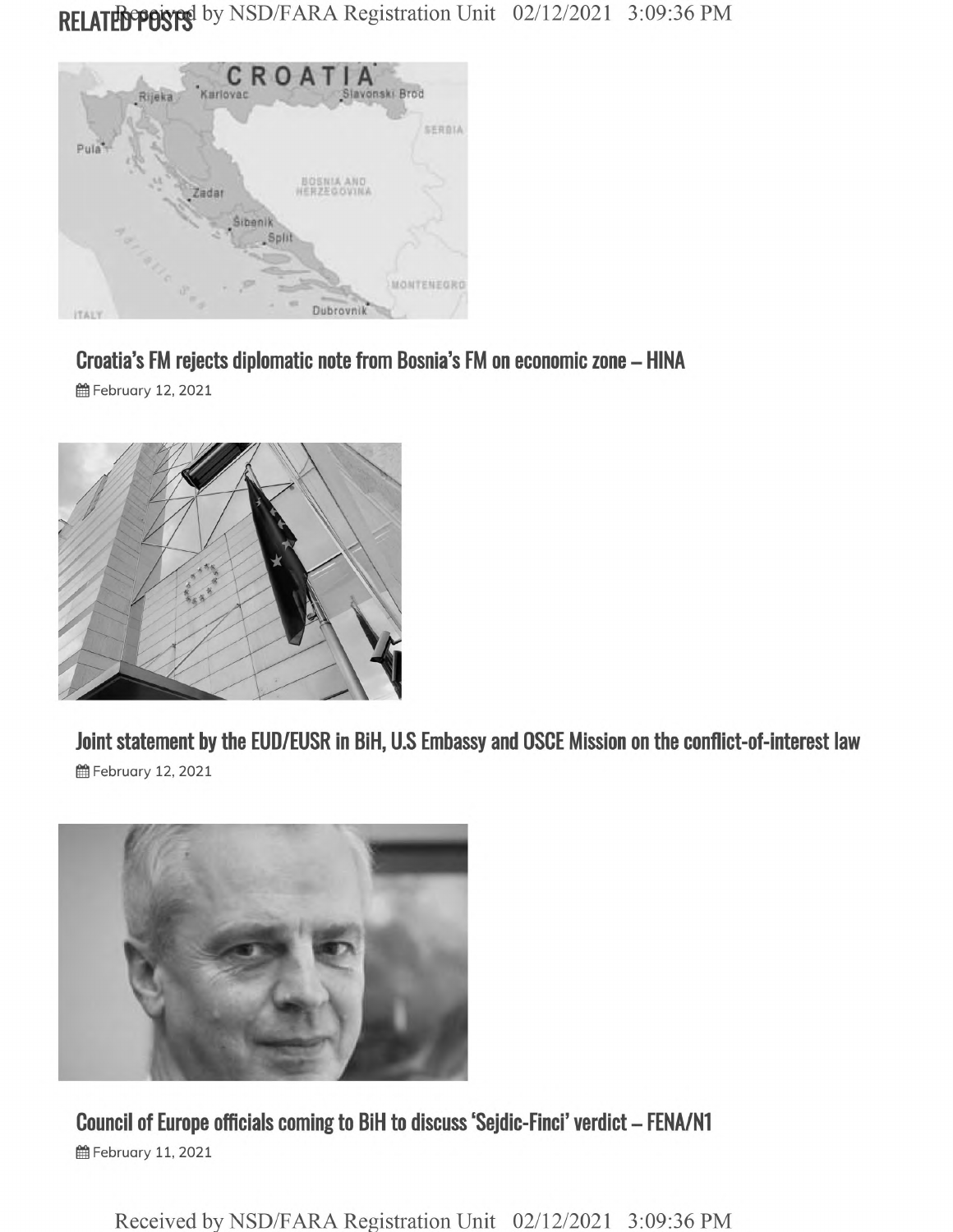## RELATED POSTS

### Croatia's FM rejects diplomatic note from Bosnia's FM on economic zone – HINA

February 12, 2021

### Joint statement by the EUD/EUSR in BiH, U.S Embassy and OSCE Mission on the conflict-of-interest law

February 12, 2021

### Council of Europe officials coming to BiH to discuss 'Sejdic-Finci' verdict – FENA/N1

February 11, 2021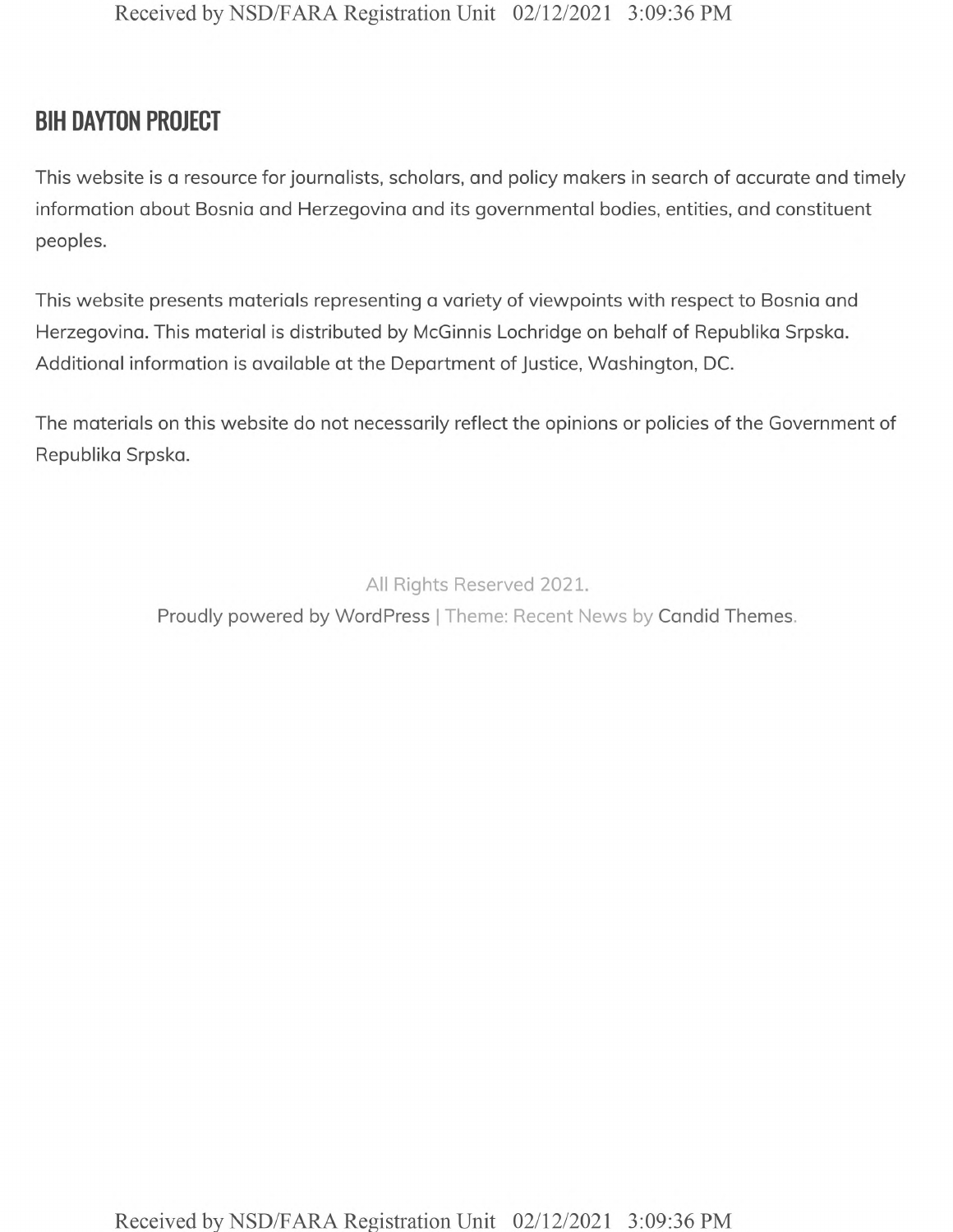## BIH DAYTON PROJECT

This website is a resource for journalists, scholars, and policy makers in search of accurate and timely information about Bosnia and Herzegovina and its governmental bodies, entities, and constituent peoples.

This website presents materials representing a variety of viewpoints with respect to Bosnia and Herzegovina. This material is distributed by McGinnis Lochridge on behalf of Republika Srpska. Additional information is available at the Department of Justice, Washington, DC.

The materials on this website do not necessarily reflect the opinions or policies of the Government of Republika Srpska.

All Rights Reserved 2021.

Proudly powered by WordPress | Theme: Recent News by Candid Themes.